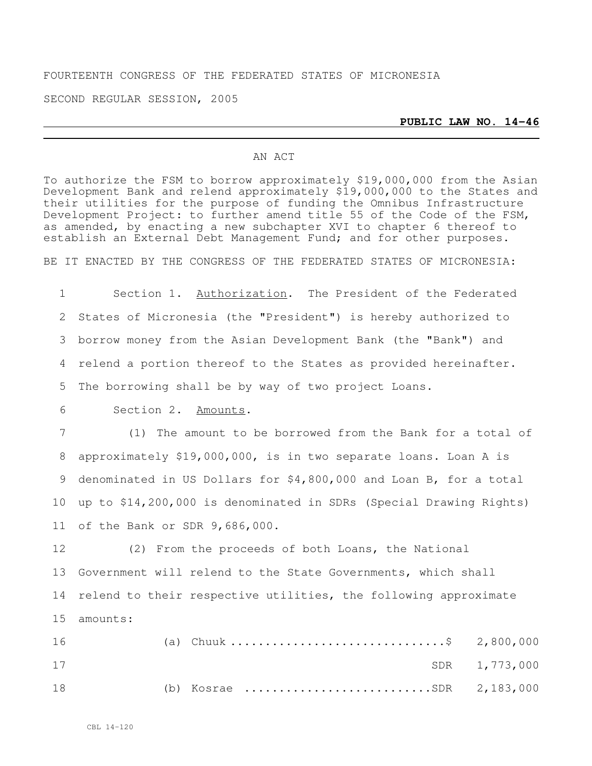FOURTEENTH CONGRESS OF THE FEDERATED STATES OF MICRONESIA

SECOND REGULAR SESSION, 2005

**PUBLIC LAW NO. 14-46**

AN ACT

To authorize the FSM to borrow approximately $19,000,000 from the Asian Development Bank and relend approximately $19,000,000 to the States and their utilities for the purpose of funding the Omnibus Infrastructure Development Project: to further amend title 55 of the Code of the FSM, as amended, by enacting a new subchapter XVI to chapter 6 thereof to establish an External Debt Management Fund; and for other purposes.

BE IT ENACTED BY THE CONGRESS OF THE FEDERATED STATES OF MICRONESIA:

Section 1. Authorization. The President of the Federated States of Micronesia (the "President") is hereby authorized to borrow money from the Asian Development Bank (the "Bank") and relend a portion thereof to the States as provided hereinafter. The borrowing shall be by way of two project Loans.

Section 2. Amounts.

(1) The amount to be borrowed from the Bank for a total of approximately $19,000,000, is in two separate loans. Loan A is denominated in US Dollars for $4,800,000 and Loan B, for a total up to $14,200,000 is denominated in SDRs (Special Drawing Rights) of the Bank or SDR 9,686,000.

(2) From the proceeds of both Loans, the National Government will relend to the State Governments, which shall relend to their respective utilities, the following approximate amounts:

(a) Chuuk ............................$ 2,800,000
SDR 1,773,000

(b) Kosrae ..........................SDR 2,183,000

CBL 14-120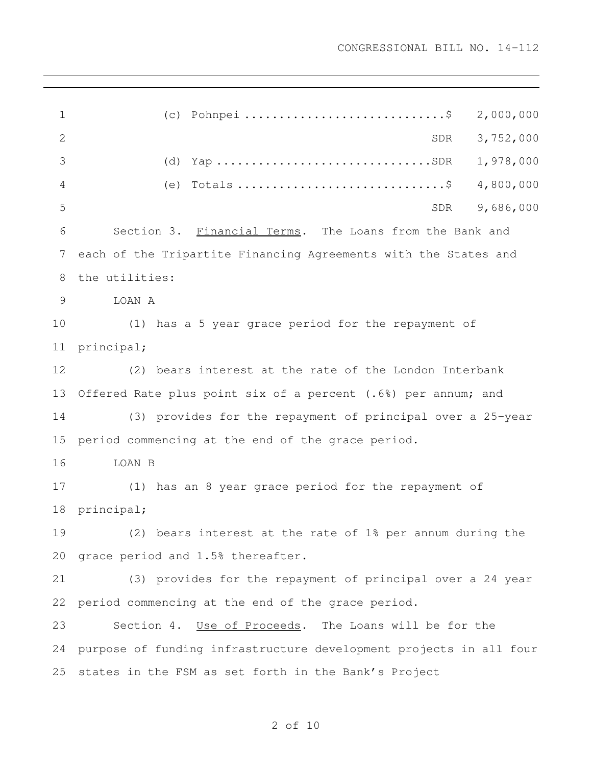(c) Pohnpei ............................$ 2,000,000
SDR 3,752,000

(d) Yap ..............................SDR 1,978,000

(e) Totals .............................$ 4,800,000
SDR 9,686,000

Section 3. <u>Financial Terms</u>. The Loans from the Bank and each of the Tripartite Financing Agreements with the States and the utilities:

LOAN A

(1) has a 5 year grace period for the repayment of principal;

(2) bears interest at the rate of the London Interbank Offered Rate plus point six of a percent (.6%) per annum; and

(3) provides for the repayment of principal over a 25-year period commencing at the end of the grace period.

LOAN B

(1) has an 8 year grace period for the repayment of principal;

(2) bears interest at the rate of 1% per annum during the grace period and 1.5% thereafter.

(3) provides for the repayment of principal over a 24 year period commencing at the end of the grace period.

Section 4. <u>Use of Proceeds</u>. The Loans will be for the purpose of funding infrastructure development projects in all four states in the FSM as set forth in the Bank's Project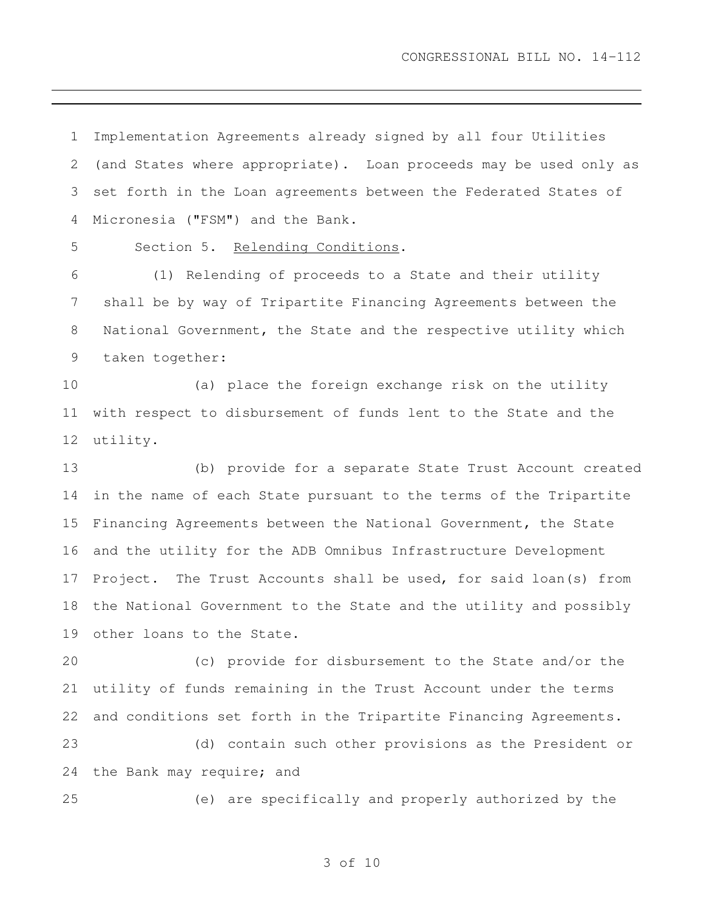Implementation Agreements already signed by all four Utilities (and States where appropriate). Loan proceeds may be used only as set forth in the Loan agreements between the Federated States of Micronesia ("FSM") and the Bank.

Section 5. Relending Conditions.

(1) Relending of proceeds to a State and their utility shall be by way of Tripartite Financing Agreements between the National Government, the State and the respective utility which taken together:

(a) place the foreign exchange risk on the utility with respect to disbursement of funds lent to the State and the utility.

(b) provide for a separate State Trust Account created in the name of each State pursuant to the terms of the Tripartite Financing Agreements between the National Government, the State and the utility for the ADB Omnibus Infrastructure Development Project. The Trust Accounts shall be used, for said loan(s) from the National Government to the State and the utility and possibly other loans to the State.

(c) provide for disbursement to the State and/or the utility of funds remaining in the Trust Account under the terms and conditions set forth in the Tripartite Financing Agreements.

(d) contain such other provisions as the President or the Bank may require; and

(e) are specifically and properly authorized by the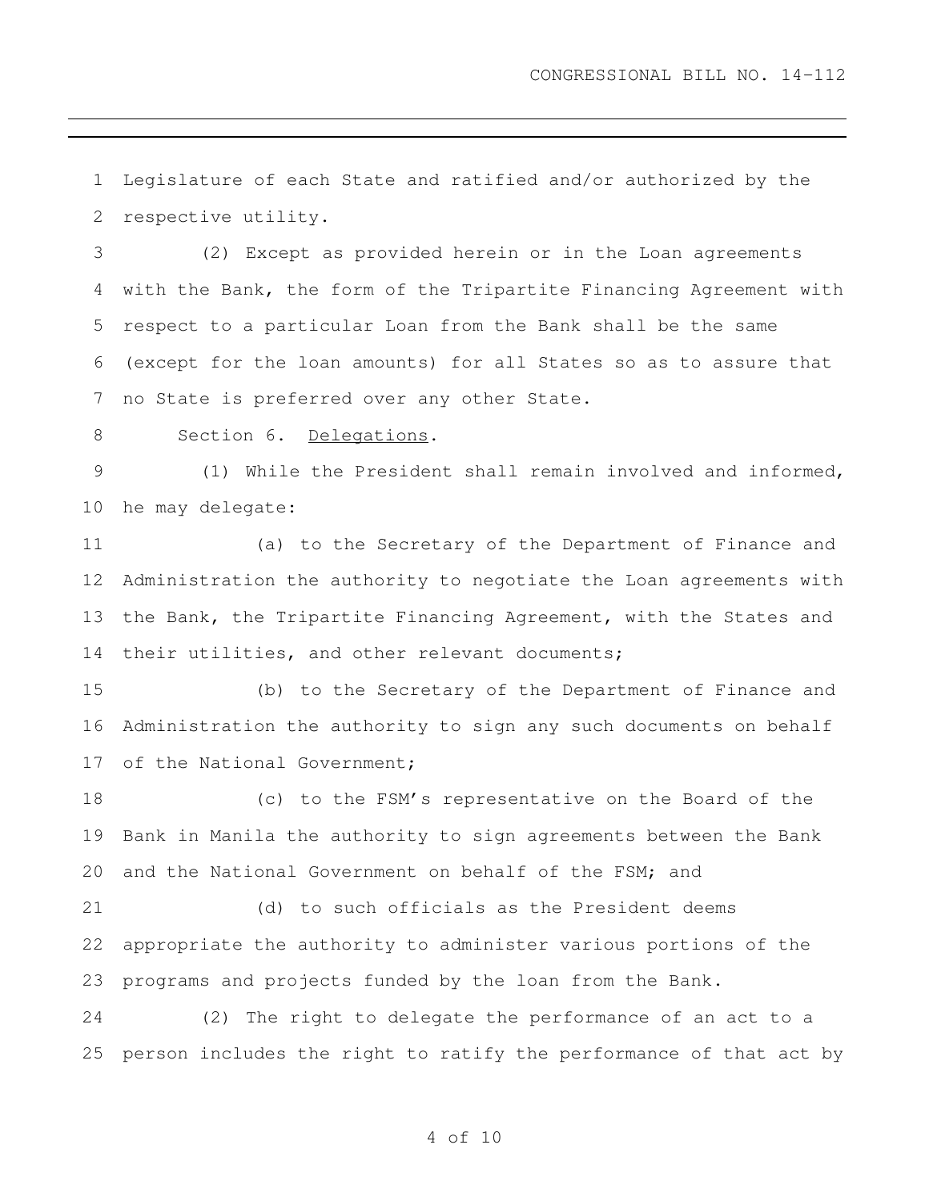Legislature of each State and ratified and/or authorized by the respective utility.

(2) Except as provided herein or in the Loan agreements with the Bank, the form of the Tripartite Financing Agreement with respect to a particular Loan from the Bank shall be the same (except for the loan amounts) for all States so as to assure that no State is preferred over any other State.

Section 6. Delegations.

(1) While the President shall remain involved and informed, he may delegate:

(a) to the Secretary of the Department of Finance and Administration the authority to negotiate the Loan agreements with the Bank, the Tripartite Financing Agreement, with the States and their utilities, and other relevant documents;

(b) to the Secretary of the Department of Finance and Administration the authority to sign any such documents on behalf of the National Government;

(c) to the FSM's representative on the Board of the Bank in Manila the authority to sign agreements between the Bank and the National Government on behalf of the FSM; and

(d) to such officials as the President deems appropriate the authority to administer various portions of the programs and projects funded by the loan from the Bank.

(2) The right to delegate the performance of an act to a person includes the right to ratify the performance of that act by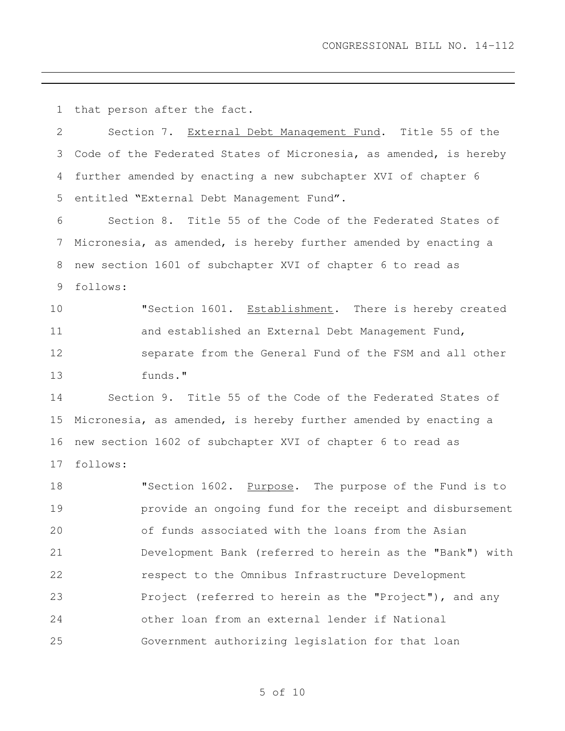that person after the fact.

Section 7. External Debt Management Fund. Title 55 of the Code of the Federated States of Micronesia, as amended, is hereby further amended by enacting a new subchapter XVI of chapter 6 entitled "External Debt Management Fund".

Section 8. Title 55 of the Code of the Federated States of Micronesia, as amended, is hereby further amended by enacting a new section 1601 of subchapter XVI of chapter 6 to read as follows:

> "Section 1601. Establishment. There is hereby created and established an External Debt Management Fund, separate from the General Fund of the FSM and all other funds."

Section 9. Title 55 of the Code of the Federated States of Micronesia, as amended, is hereby further amended by enacting a new section 1602 of subchapter XVI of chapter 6 to read as follows:

> "Section 1602. Purpose. The purpose of the Fund is to provide an ongoing fund for the receipt and disbursement of funds associated with the loans from the Asian Development Bank (referred to herein as the "Bank") with respect to the Omnibus Infrastructure Development Project (referred to herein as the "Project"), and any other loan from an external lender if National Government authorizing legislation for that loan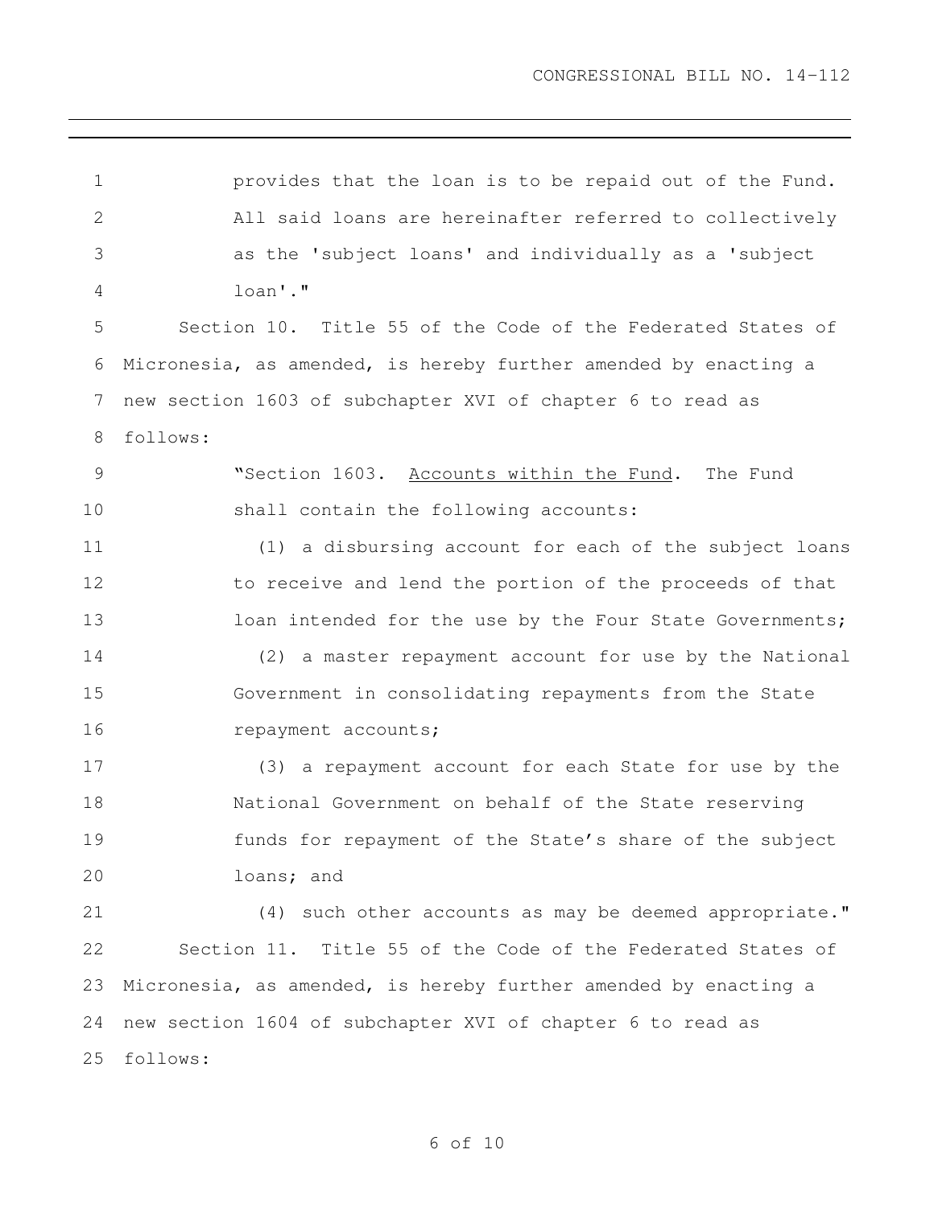provides that the loan is to be repaid out of the Fund. All said loans are hereinafter referred to collectively as the 'subject loans' and individually as a 'subject loan'."

Section 10. Title 55 of the Code of the Federated States of Micronesia, as amended, is hereby further amended by enacting a new section 1603 of subchapter XVI of chapter 6 to read as follows:

"Section 1603. Accounts within the Fund. The Fund shall contain the following accounts:

(1) a disbursing account for each of the subject loans to receive and lend the portion of the proceeds of that loan intended for the use by the Four State Governments;

(2) a master repayment account for use by the National Government in consolidating repayments from the State repayment accounts;

(3) a repayment account for each State for use by the National Government on behalf of the State reserving funds for repayment of the State's share of the subject loans; and

(4) such other accounts as may be deemed appropriate."

Section 11. Title 55 of the Code of the Federated States of Micronesia, as amended, is hereby further amended by enacting a new section 1604 of subchapter XVI of chapter 6 to read as follows: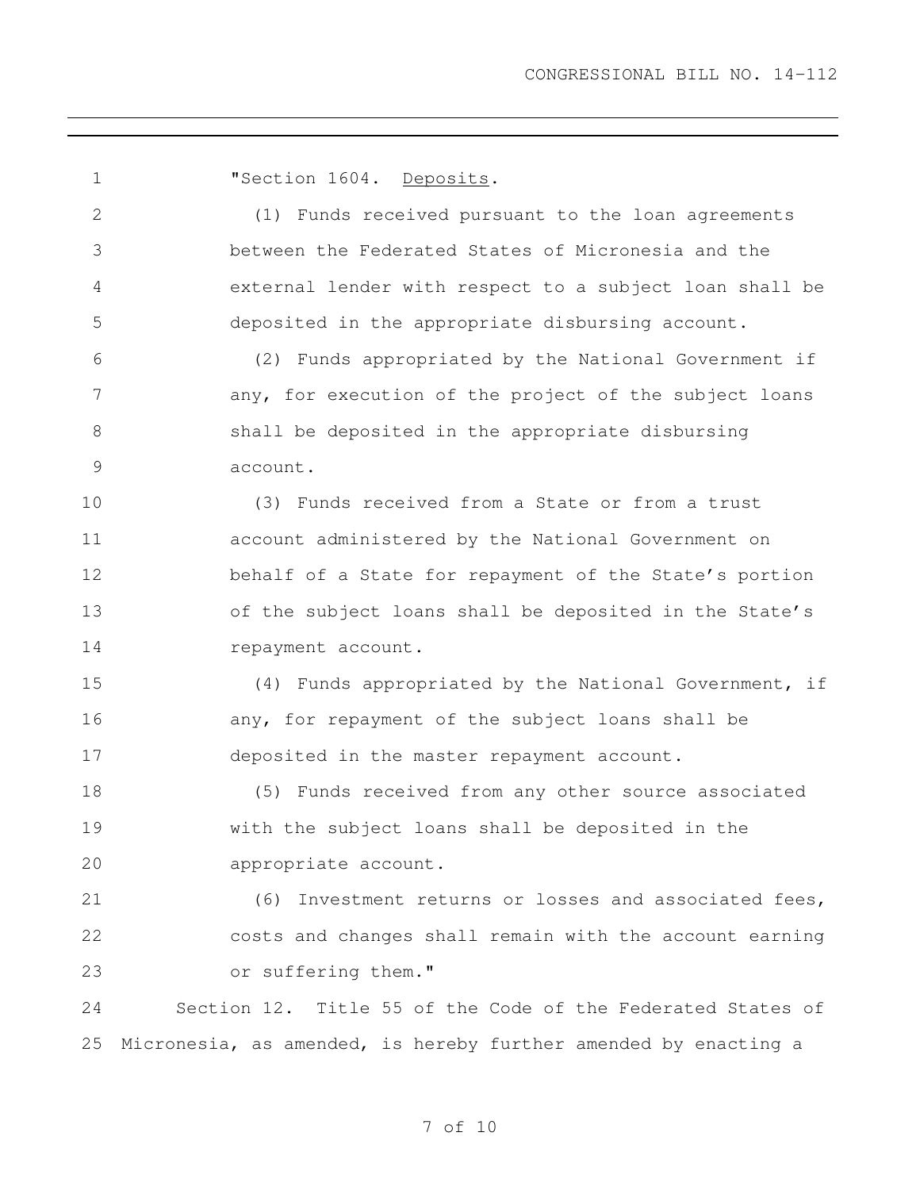"Section 1604. Deposits.

(1) Funds received pursuant to the loan agreements between the Federated States of Micronesia and the external lender with respect to a subject loan shall be deposited in the appropriate disbursing account.

(2) Funds appropriated by the National Government if any, for execution of the project of the subject loans shall be deposited in the appropriate disbursing account.

(3) Funds received from a State or from a trust account administered by the National Government on behalf of a State for repayment of the State's portion of the subject loans shall be deposited in the State's repayment account.

(4) Funds appropriated by the National Government, if any, for repayment of the subject loans shall be deposited in the master repayment account.

(5) Funds received from any other source associated with the subject loans shall be deposited in the appropriate account.

(6) Investment returns or losses and associated fees, costs and changes shall remain with the account earning or suffering them."

Section 12. Title 55 of the Code of the Federated States of Micronesia, as amended, is hereby further amended by enacting a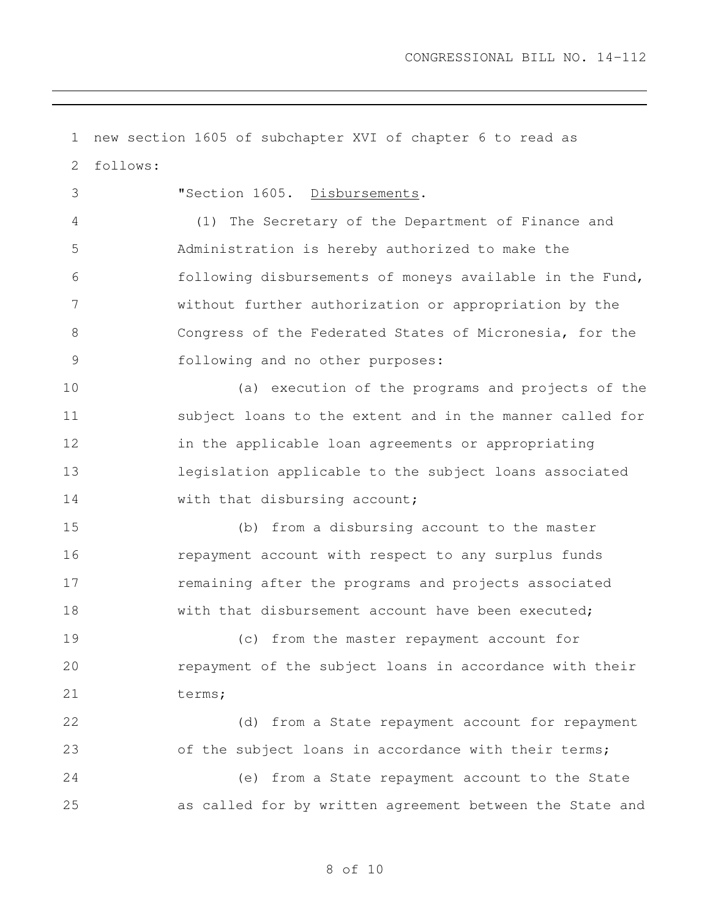new section 1605 of subchapter XVI of chapter 6 to read as follows:

"Section 1605. Disbursements.

(1) The Secretary of the Department of Finance and Administration is hereby authorized to make the following disbursements of moneys available in the Fund, without further authorization or appropriation by the Congress of the Federated States of Micronesia, for the following and no other purposes:

(a) execution of the programs and projects of the subject loans to the extent and in the manner called for in the applicable loan agreements or appropriating legislation applicable to the subject loans associated with that disbursing account;

(b) from a disbursing account to the master repayment account with respect to any surplus funds remaining after the programs and projects associated with that disbursement account have been executed;

(c) from the master repayment account for repayment of the subject loans in accordance with their terms;

(d) from a State repayment account for repayment of the subject loans in accordance with their terms;

(e) from a State repayment account to the State as called for by written agreement between the State and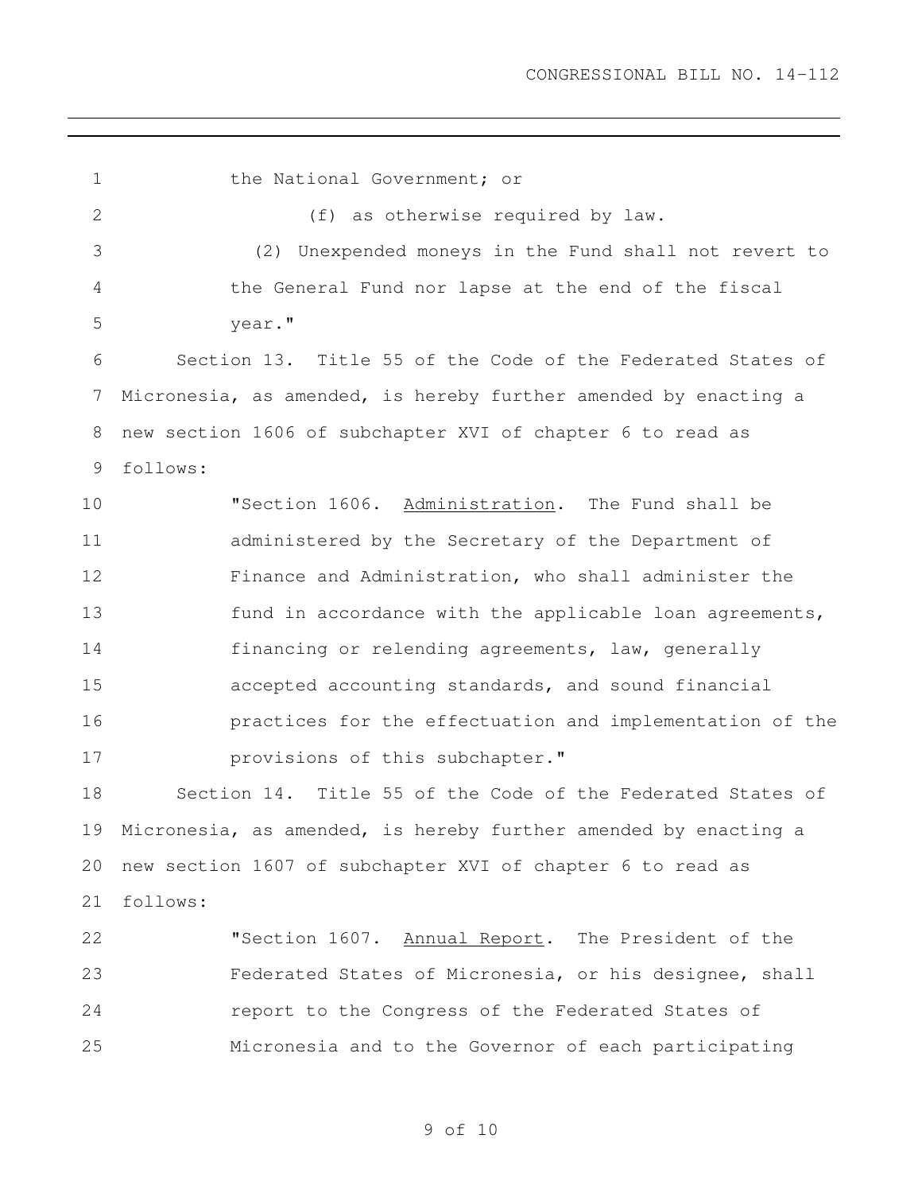the National Government; or

(f) as otherwise required by law.

(2) Unexpended moneys in the Fund shall not revert to the General Fund nor lapse at the end of the fiscal year."

Section 13. Title 55 of the Code of the Federated States of Micronesia, as amended, is hereby further amended by enacting a new section 1606 of subchapter XVI of chapter 6 to read as follows:

"Section 1606. Administration. The Fund shall be administered by the Secretary of the Department of Finance and Administration, who shall administer the fund in accordance with the applicable loan agreements, financing or relending agreements, law, generally accepted accounting standards, and sound financial practices for the effectuation and implementation of the provisions of this subchapter."

Section 14. Title 55 of the Code of the Federated States of Micronesia, as amended, is hereby further amended by enacting a new section 1607 of subchapter XVI of chapter 6 to read as follows:

"Section 1607. Annual Report. The President of the Federated States of Micronesia, or his designee, shall report to the Congress of the Federated States of Micronesia and to the Governor of each participating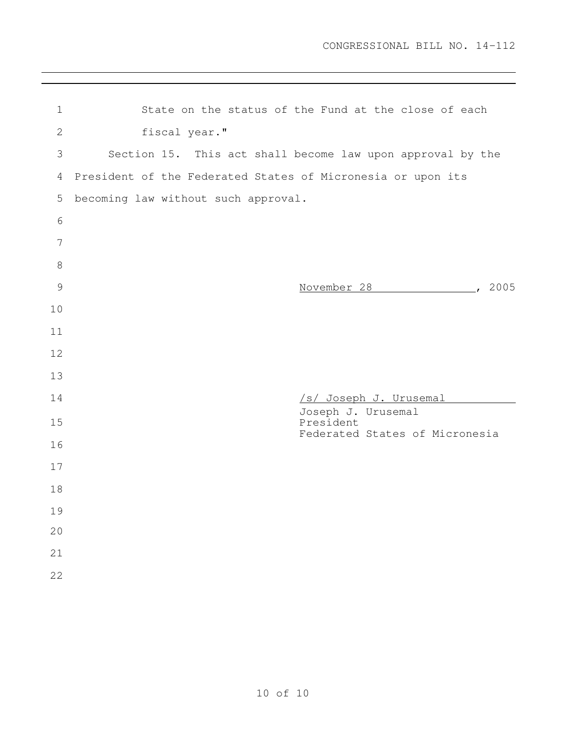State on the status of the Fund at the close of each fiscal year."

Section 15. This act shall become law upon approval by the President of the Federated States of Micronesia or upon its becoming law without such approval.

November 28, 2005

/s/ Joseph J. Urusemal

Joseph J. Urusemal
President
Federated States of Micronesia